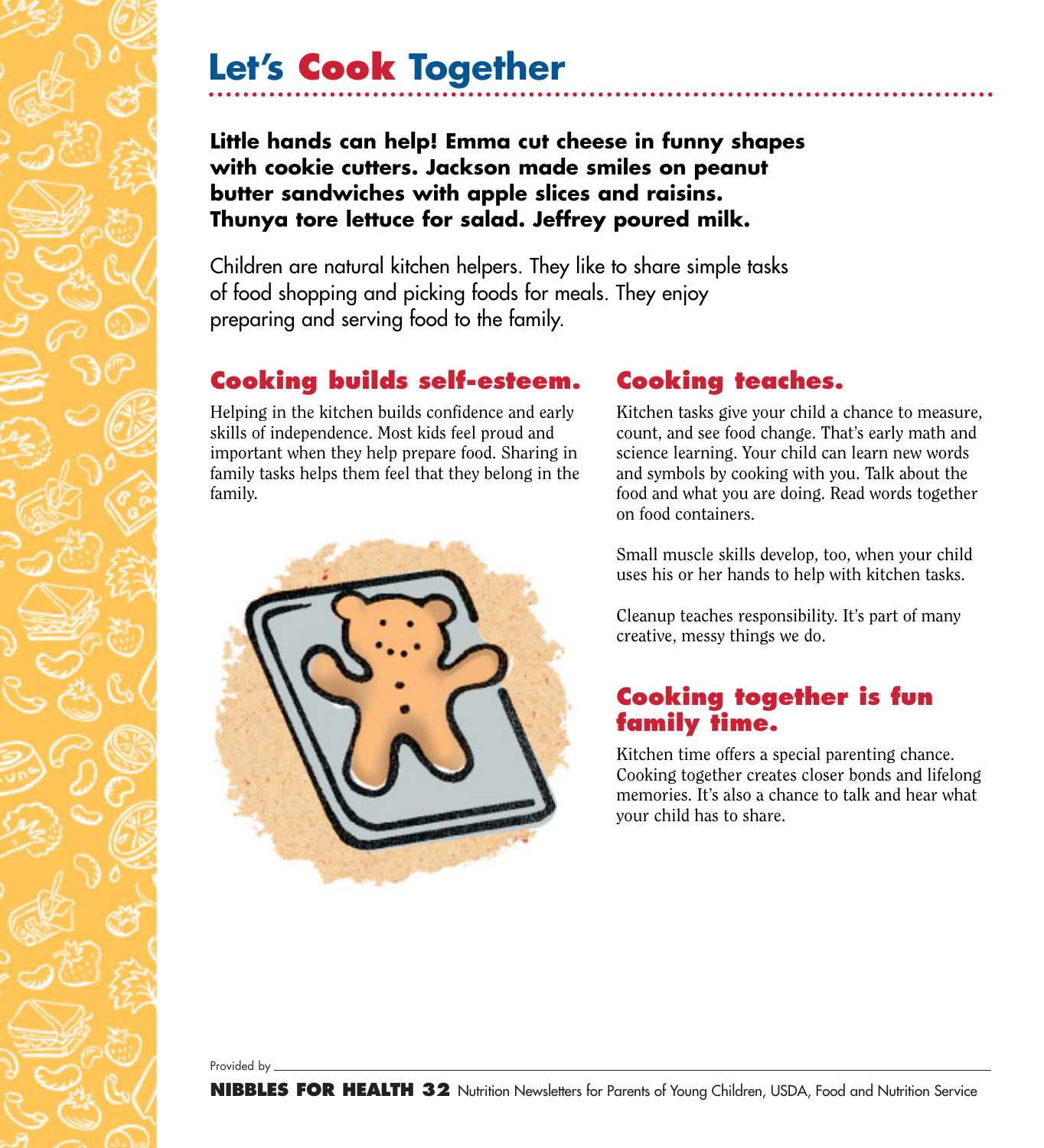# Let's Cook Together

**Little hands can help! Emma cut cheese in funny shapes with cookie cutters. Jackson made smiles on peanut butter sandwiches with apple slices and raisins. Thunya tore lettuce for salad. Jeffrey poured milk.**

Children are natural kitchen helpers. They like to share simple tasks of food shopping and picking foods for meals. They enjoy preparing and serving food to the family.

## Cooking builds self-esteem.

Helping in the kitchen builds confidence and early skills of independence. Most kids feel proud and important when they help prepare food. Sharing in family tasks helps them feel that they belong in the family.

## Cooking teaches.

Kitchen tasks give your child a chance to measure, count, and see food change. That's early math and science learning. Your child can learn new words and symbols by cooking with you. Talk about the food and what you are doing. Read words together on food containers.

Small muscle skills develop, too, when your child uses his or her hands to help with kitchen tasks.

Cleanup teaches responsibility. It's part of many creative, messy things we do.

## Cooking together is fun family time.

Kitchen time offers a special parenting chance. Cooking together creates closer bonds and lifelong memories. It's also a chance to talk and hear what your child has to share.

Provided by \_\_\_\_\_\_\_\_\_\_\_\_\_\_\_\_\_\_\_\_\_\_\_\_\_\_\_\_\_\_\_\_

**NIBBLES FOR HEALTH 32** Nutrition Newsletters for Parents of Young Children, USDA, Food and Nutrition Service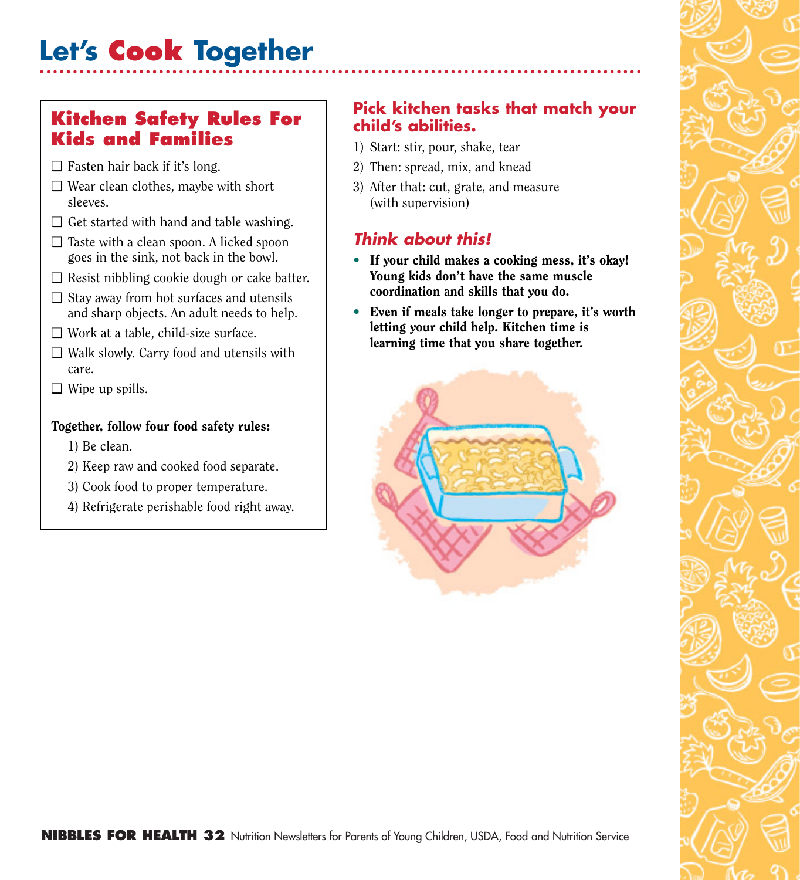# Let's Cook Together

## Kitchen Safety Rules For Kids and Families

- ❑ Fasten hair back if it's long.
- ❑ Wear clean clothes, maybe with short sleeves.
- ❑ Get started with hand and table washing.
- ❑ Taste with a clean spoon. A licked spoon goes in the sink, not back in the bowl.
- ❑ Resist nibbling cookie dough or cake batter.
- ❑ Stay away from hot surfaces and utensils and sharp objects. An adult needs to help.
- ❑ Work at a table, child-size surface.
- ❑ Walk slowly. Carry food and utensils with care.
- ❑ Wipe up spills.

**Together, follow four food safety rules:**

1) Be clean.
2) Keep raw and cooked food separate.
3) Cook food to proper temperature.
4) Refrigerate perishable food right away.

## Pick kitchen tasks that match your child's abilities.

1) Start: stir, pour, shake, tear
2) Then: spread, mix, and knead
3) After that: cut, grate, and measure (with supervision)

### *Think about this!*

- **If your child makes a cooking mess, it's okay! Young kids don't have the same muscle coordination and skills that you do.**
- **Even if meals take longer to prepare, it's worth letting your child help. Kitchen time is learning time that you share together.**

**NIBBLES FOR HEALTH 32** Nutrition Newsletters for Parents of Young Children, USDA, Food and Nutrition Service